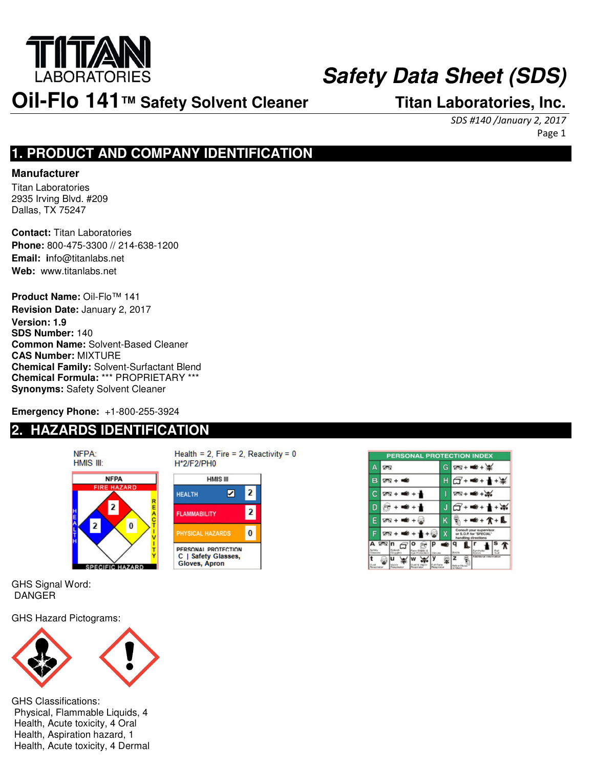# Oil-Flo 141™ Safety Solvent Cleaner

**Safety Data Sheet (SDS)**

**Titan Laboratories, Inc.**

*SDS #140 /January 2, 2017*

## 1. PRODUCT AND COMPANY IDENTIFICATION

**Manufacturer**

Titan Laboratories
2935 Irving Blvd. #209
Dallas, TX 75247

**Contact:** Titan Laboratories
**Phone:** 800-475-3300 // 214-638-1200
**Email:** info@titanlabs.net
**Web:** www.titanlabs.net

**Product Name:** Oil-Flo™ 141
**Revision Date:** January 2, 2017
**Version: 1.9**
**SDS Number:** 140
**Common Name:** Solvent-Based Cleaner
**CAS Number:** MIXTURE
**Chemical Family:** Solvent-Surfactant Blend
**Chemical Formula:** *** PROPRIETARY ***
**Synonyms:** Safety Solvent Cleaner

**Emergency Phone:** +1-800-255-3924

## 2. HAZARDS IDENTIFICATION

NFPA: Health = 2, Fire = 2, Reactivity = 0
HMIS III: H*2/F2/PH0

NFPA Fire Hazard: Health 2, Flammability 2, Reactivity 0

| HMIS III | |
|---|---|
| HEALTH | * 2 |
| FLAMMABILITY | 2 |
| PHYSICAL HAZARDS | 0 |
| PERSONAL PROTECTION | C \| Safety Glasses, Gloves, Apron |

GHS Signal Word:
DANGER

GHS Hazard Pictograms:

GHS Classifications:
Physical, Flammable Liquids, 4
Health, Acute toxicity, 4 Oral
Health, Aspiration hazard, 1
Health, Acute toxicity, 4 Dermal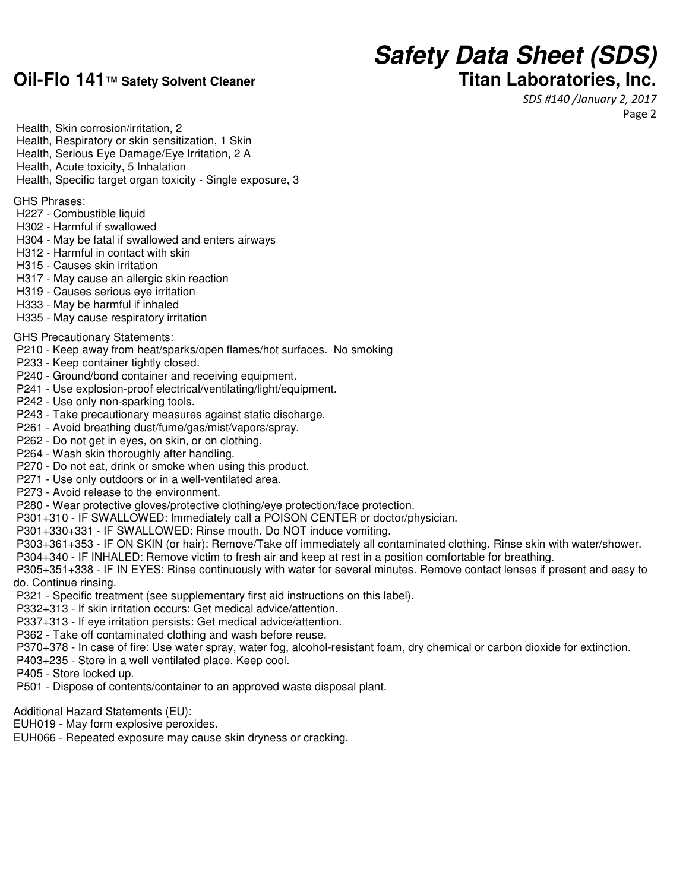Health, Skin corrosion/irritation, 2
Health, Respiratory or skin sensitization, 1 Skin
Health, Serious Eye Damage/Eye Irritation, 2 A
Health, Acute toxicity, 5 Inhalation
Health, Specific target organ toxicity - Single exposure, 3

GHS Phrases:

- H227 - Combustible liquid
- H302 - Harmful if swallowed
- H304 - May be fatal if swallowed and enters airways
- H312 - Harmful in contact with skin
- H315 - Causes skin irritation
- H317 - May cause an allergic skin reaction
- H319 - Causes serious eye irritation
- H333 - May be harmful if inhaled
- H335 - May cause respiratory irritation

GHS Precautionary Statements:

- P210 - Keep away from heat/sparks/open flames/hot surfaces. No smoking
- P233 - Keep container tightly closed.
- P240 - Ground/bond container and receiving equipment.
- P241 - Use explosion-proof electrical/ventilating/light/equipment.
- P242 - Use only non-sparking tools.
- P243 - Take precautionary measures against static discharge.
- P261 - Avoid breathing dust/fume/gas/mist/vapors/spray.
- P262 - Do not get in eyes, on skin, or on clothing.
- P264 - Wash skin thoroughly after handling.
- P270 - Do not eat, drink or smoke when using this product.
- P271 - Use only outdoors or in a well-ventilated area.
- P273 - Avoid release to the environment.
- P280 - Wear protective gloves/protective clothing/eye protection/face protection.
- P301+310 - IF SWALLOWED: Immediately call a POISON CENTER or doctor/physician.
- P301+330+331 - IF SWALLOWED: Rinse mouth. Do NOT induce vomiting.
- P303+361+353 - IF ON SKIN (or hair): Remove/Take off immediately all contaminated clothing. Rinse skin with water/shower.
- P304+340 - IF INHALED: Remove victim to fresh air and keep at rest in a position comfortable for breathing.
- P305+351+338 - IF IN EYES: Rinse continuously with water for several minutes. Remove contact lenses if present and easy to do. Continue rinsing.
- P321 - Specific treatment (see supplementary first aid instructions on this label).
- P332+313 - If skin irritation occurs: Get medical advice/attention.
- P337+313 - If eye irritation persists: Get medical advice/attention.
- P362 - Take off contaminated clothing and wash before reuse.
- P370+378 - In case of fire: Use water spray, water fog, alcohol-resistant foam, dry chemical or carbon dioxide for extinction.
- P403+235 - Store in a well ventilated place. Keep cool.
- P405 - Store locked up.
- P501 - Dispose of contents/container to an approved waste disposal plant.

Additional Hazard Statements (EU):

EUH019 - May form explosive peroxides.
EUH066 - Repeated exposure may cause skin dryness or cracking.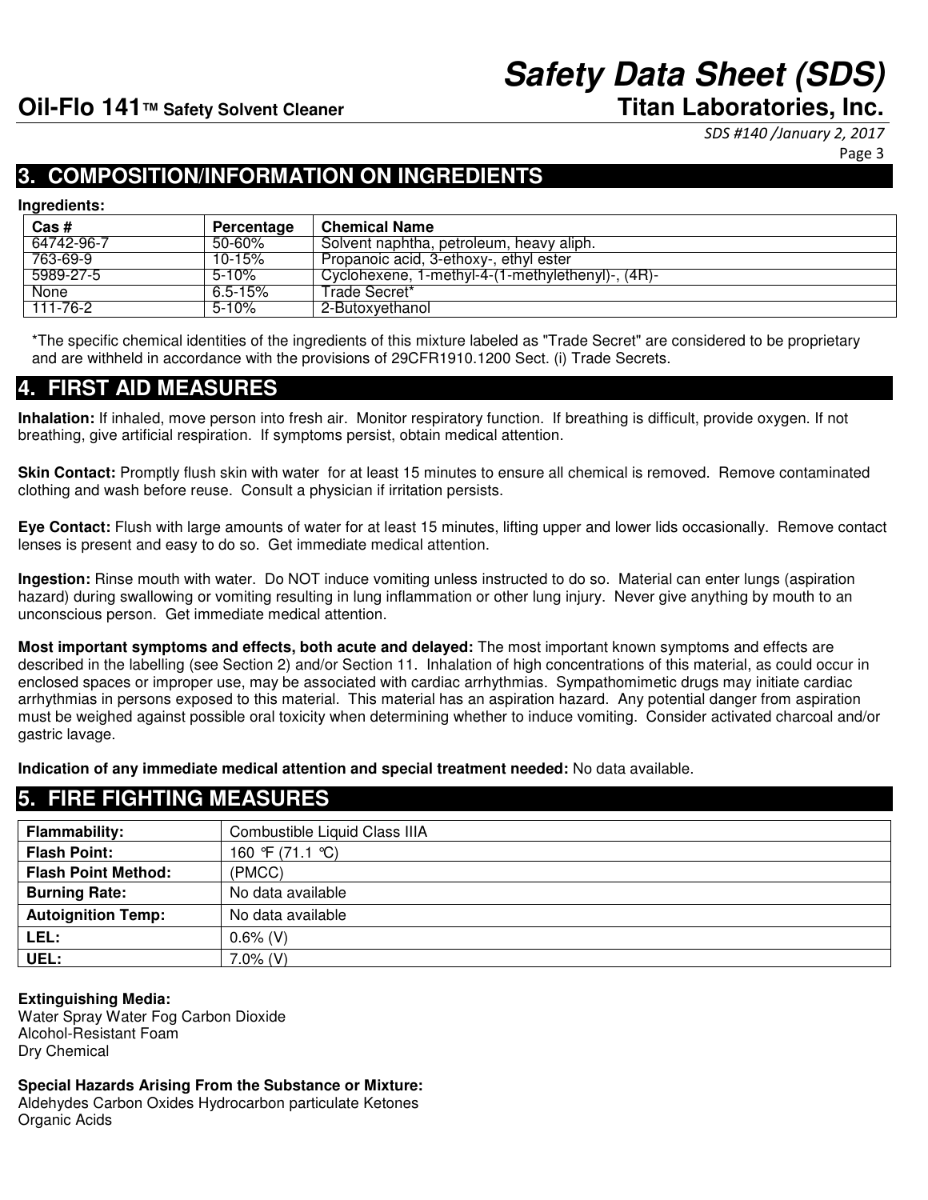## 3. COMPOSITION/INFORMATION ON INGREDIENTS

**Ingredients:**

| Cas # | Percentage | Chemical Name |
|---|---|---|
| 64742-96-7 | 50-60% | Solvent naphtha, petroleum, heavy aliph. |
| 763-69-9 | 10-15% | Propanoic acid, 3-ethoxy-, ethyl ester |
| 5989-27-5 | 5-10% | Cyclohexene, 1-methyl-4-(1-methylethenyl)-, (4R)- |
| None | 6.5-15% | Trade Secret* |
| 111-76-2 | 5-10% | 2-Butoxyethanol |

*The specific chemical identities of the ingredients of this mixture labeled as "Trade Secret" are considered to be proprietary and are withheld in accordance with the provisions of 29CFR1910.1200 Sect. (i) Trade Secrets.

## 4. FIRST AID MEASURES

**Inhalation:** If inhaled, move person into fresh air. Monitor respiratory function. If breathing is difficult, provide oxygen. If not breathing, give artificial respiration. If symptoms persist, obtain medical attention.

**Skin Contact:** Promptly flush skin with water for at least 15 minutes to ensure all chemical is removed. Remove contaminated clothing and wash before reuse. Consult a physician if irritation persists.

**Eye Contact:** Flush with large amounts of water for at least 15 minutes, lifting upper and lower lids occasionally. Remove contact lenses is present and easy to do so. Get immediate medical attention.

**Ingestion:** Rinse mouth with water. Do NOT induce vomiting unless instructed to do so. Material can enter lungs (aspiration hazard) during swallowing or vomiting resulting in lung inflammation or other lung injury. Never give anything by mouth to an unconscious person. Get immediate medical attention.

**Most important symptoms and effects, both acute and delayed:** The most important known symptoms and effects are described in the labelling (see Section 2) and/or Section 11. Inhalation of high concentrations of this material, as could occur in enclosed spaces or improper use, may be associated with cardiac arrhythmias. Sympathomimetic drugs may initiate cardiac arrhythmias in persons exposed to this material. This material has an aspiration hazard. Any potential danger from aspiration must be weighed against possible oral toxicity when determining whether to induce vomiting. Consider activated charcoal and/or gastric lavage.

**Indication of any immediate medical attention and special treatment needed:** No data available.

## 5. FIRE FIGHTING MEASURES

| | |
|---|---|
| **Flammability:** | Combustible Liquid Class IIIA |
| **Flash Point:** | 160 ℉ (71.1 ℃) |
| **Flash Point Method:** | (PMCC) |
| **Burning Rate:** | No data available |
| **Autoignition Temp:** | No data available |
| **LEL:** | 0.6% (V) |
| **UEL:** | 7.0% (V) |

**Extinguishing Media:**
Water Spray Water Fog Carbon Dioxide
Alcohol-Resistant Foam
Dry Chemical

**Special Hazards Arising From the Substance or Mixture:**
Aldehydes Carbon Oxides Hydrocarbon particulate Ketones
Organic Acids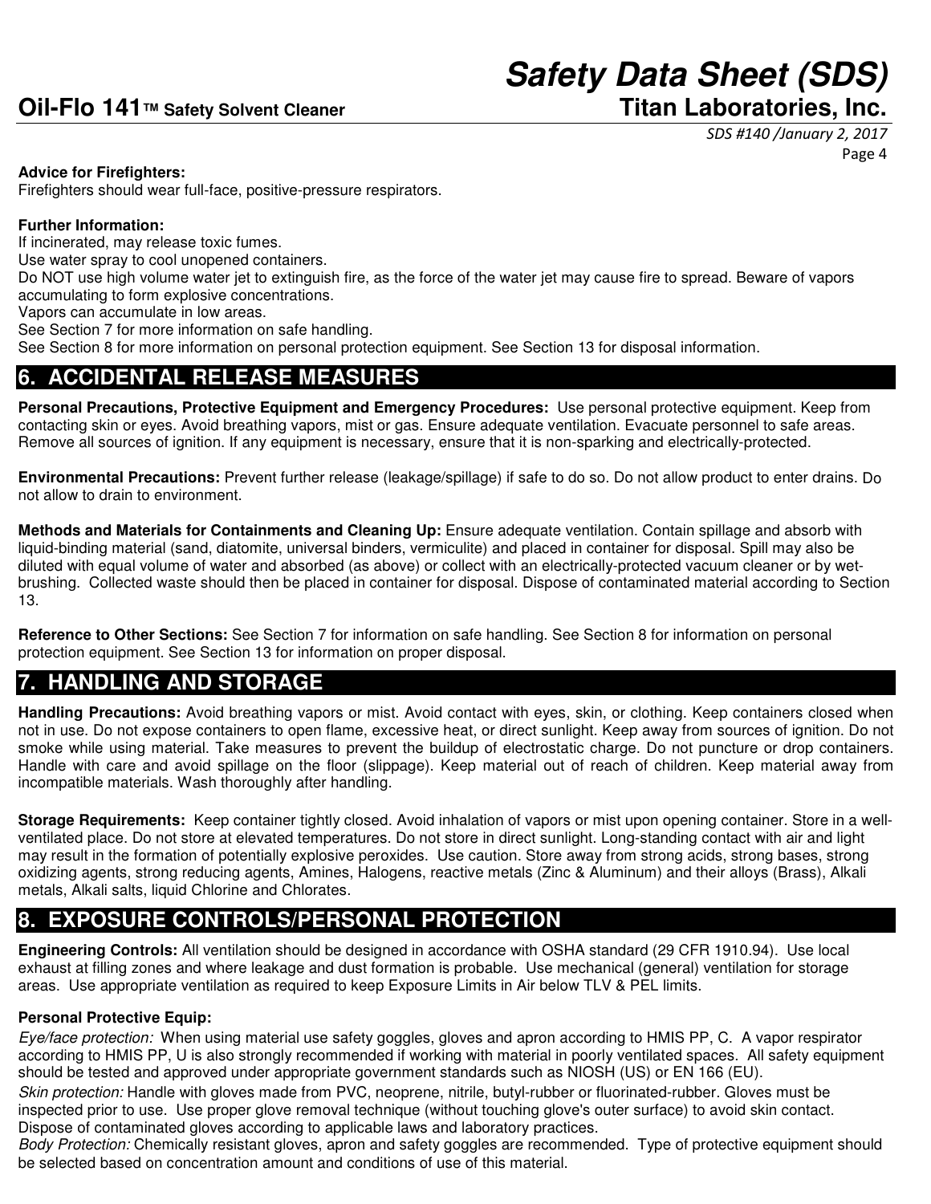**Advice for Firefighters:**
Firefighters should wear full-face, positive-pressure respirators.

**Further Information:**
If incinerated, may release toxic fumes.
Use water spray to cool unopened containers.
Do NOT use high volume water jet to extinguish fire, as the force of the water jet may cause fire to spread. Beware of vapors accumulating to form explosive concentrations.
Vapors can accumulate in low areas.
See Section 7 for more information on safe handling.
See Section 8 for more information on personal protection equipment. See Section 13 for disposal information.

## 6. ACCIDENTAL RELEASE MEASURES

**Personal Precautions, Protective Equipment and Emergency Procedures:** Use personal protective equipment. Keep from contacting skin or eyes. Avoid breathing vapors, mist or gas. Ensure adequate ventilation. Evacuate personnel to safe areas. Remove all sources of ignition. If any equipment is necessary, ensure that it is non-sparking and electrically-protected.

**Environmental Precautions:** Prevent further release (leakage/spillage) if safe to do so. Do not allow product to enter drains. Do not allow to drain to environment.

**Methods and Materials for Containments and Cleaning Up:** Ensure adequate ventilation. Contain spillage and absorb with liquid-binding material (sand, diatomite, universal binders, vermiculite) and placed in container for disposal. Spill may also be diluted with equal volume of water and absorbed (as above) or collect with an electrically-protected vacuum cleaner or by wet-brushing. Collected waste should then be placed in container for disposal. Dispose of contaminated material according to Section 13.

**Reference to Other Sections:** See Section 7 for information on safe handling. See Section 8 for information on personal protection equipment. See Section 13 for information on proper disposal.

## 7. HANDLING AND STORAGE

**Handling Precautions:** Avoid breathing vapors or mist. Avoid contact with eyes, skin, or clothing. Keep containers closed when not in use. Do not expose containers to open flame, excessive heat, or direct sunlight. Keep away from sources of ignition. Do not smoke while using material. Take measures to prevent the buildup of electrostatic charge. Do not puncture or drop containers. Handle with care and avoid spillage on the floor (slippage). Keep material out of reach of children. Keep material away from incompatible materials. Wash thoroughly after handling.

**Storage Requirements:** Keep container tightly closed. Avoid inhalation of vapors or mist upon opening container. Store in a well-ventilated place. Do not store at elevated temperatures. Do not store in direct sunlight. Long-standing contact with air and light may result in the formation of potentially explosive peroxides. Use caution. Store away from strong acids, strong bases, strong oxidizing agents, strong reducing agents, Amines, Halogens, reactive metals (Zinc & Aluminum) and their alloys (Brass), Alkali metals, Alkali salts, liquid Chlorine and Chlorates.

## 8. EXPOSURE CONTROLS/PERSONAL PROTECTION

**Engineering Controls:** All ventilation should be designed in accordance with OSHA standard (29 CFR 1910.94). Use local exhaust at filling zones and where leakage and dust formation is probable. Use mechanical (general) ventilation for storage areas. Use appropriate ventilation as required to keep Exposure Limits in Air below TLV & PEL limits.

**Personal Protective Equip:**

*Eye/face protection:* When using material use safety goggles, gloves and apron according to HMIS PP, C. A vapor respirator according to HMIS PP, U is also strongly recommended if working with material in poorly ventilated spaces. All safety equipment should be tested and approved under appropriate government standards such as NIOSH (US) or EN 166 (EU).

*Skin protection:* Handle with gloves made from PVC, neoprene, nitrile, butyl-rubber or fluorinated-rubber. Gloves must be inspected prior to use. Use proper glove removal technique (without touching glove's outer surface) to avoid skin contact. Dispose of contaminated gloves according to applicable laws and laboratory practices.

*Body Protection:* Chemically resistant gloves, apron and safety goggles are recommended. Type of protective equipment should be selected based on concentration amount and conditions of use of this material.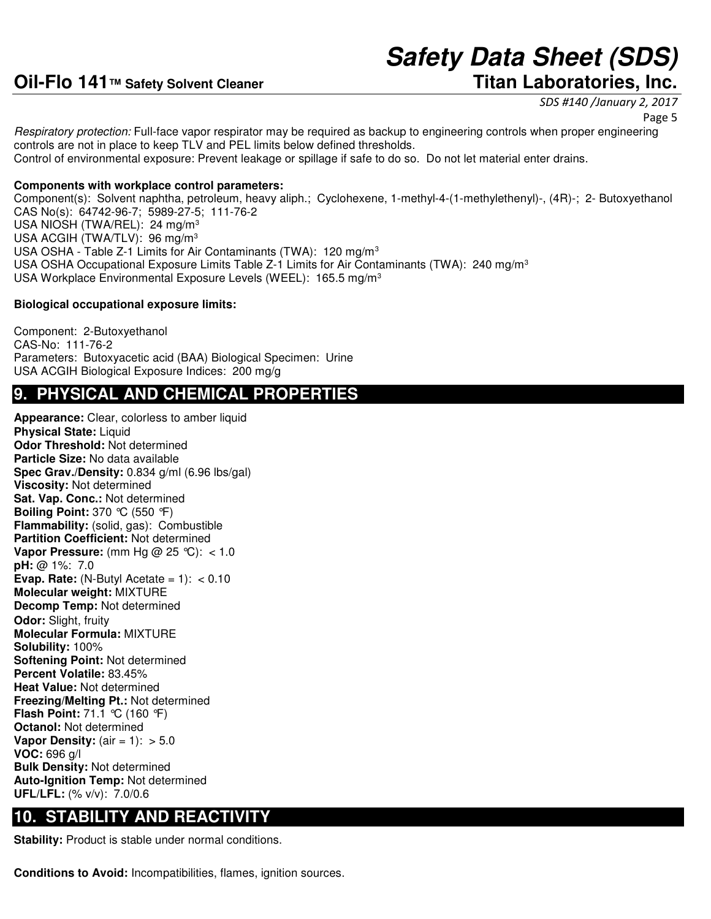*Respiratory protection:* Full-face vapor respirator may be required as backup to engineering controls when proper engineering controls are not in place to keep TLV and PEL limits below defined thresholds.
Control of environmental exposure: Prevent leakage or spillage if safe to do so. Do not let material enter drains.

**Components with workplace control parameters:**
Component(s): Solvent naphtha, petroleum, heavy aliph.; Cyclohexene, 1-methyl-4-(1-methylethenyl)-, (4R)-; 2- Butoxyethanol
CAS No(s): 64742-96-7; 5989-27-5; 111-76-2
USA NIOSH (TWA/REL): 24 mg/m³
USA ACGIH (TWA/TLV): 96 mg/m³
USA OSHA - Table Z-1 Limits for Air Contaminants (TWA): 120 mg/m³
USA OSHA Occupational Exposure Limits Table Z-1 Limits for Air Contaminants (TWA): 240 mg/m³
USA Workplace Environmental Exposure Levels (WEEL): 165.5 mg/m³

**Biological occupational exposure limits:**

Component: 2-Butoxyethanol
CAS-No: 111-76-2
Parameters: Butoxyacetic acid (BAA) Biological Specimen: Urine
USA ACGIH Biological Exposure Indices: 200 mg/g

## 9. PHYSICAL AND CHEMICAL PROPERTIES

**Appearance:** Clear, colorless to amber liquid
**Physical State:** Liquid
**Odor Threshold:** Not determined
**Particle Size:** No data available
**Spec Grav./Density:** 0.834 g/ml (6.96 lbs/gal)
**Viscosity:** Not determined
**Sat. Vap. Conc.:** Not determined
**Boiling Point:** 370 ℃ (550 ℉)
**Flammability:** (solid, gas): Combustible
**Partition Coefficient:** Not determined
**Vapor Pressure:** (mm Hg @ 25 ℃): < 1.0
**pH:** @ 1%: 7.0
**Evap. Rate:** (N-Butyl Acetate = 1): < 0.10
**Molecular weight:** MIXTURE
**Decomp Temp:** Not determined
**Odor:** Slight, fruity
**Molecular Formula:** MIXTURE
**Solubility:** 100%
**Softening Point:** Not determined
**Percent Volatile:** 83.45%
**Heat Value:** Not determined
**Freezing/Melting Pt.:** Not determined
**Flash Point:** 71.1 ℃ (160 ℉)
**Octanol:** Not determined
**Vapor Density:** (air = 1): > 5.0
**VOC:** 696 g/l
**Bulk Density:** Not determined
**Auto-Ignition Temp:** Not determined
**UFL/LFL:** (% v/v): 7.0/0.6

## 10. STABILITY AND REACTIVITY

**Stability:** Product is stable under normal conditions.

**Conditions to Avoid:** Incompatibilities, flames, ignition sources.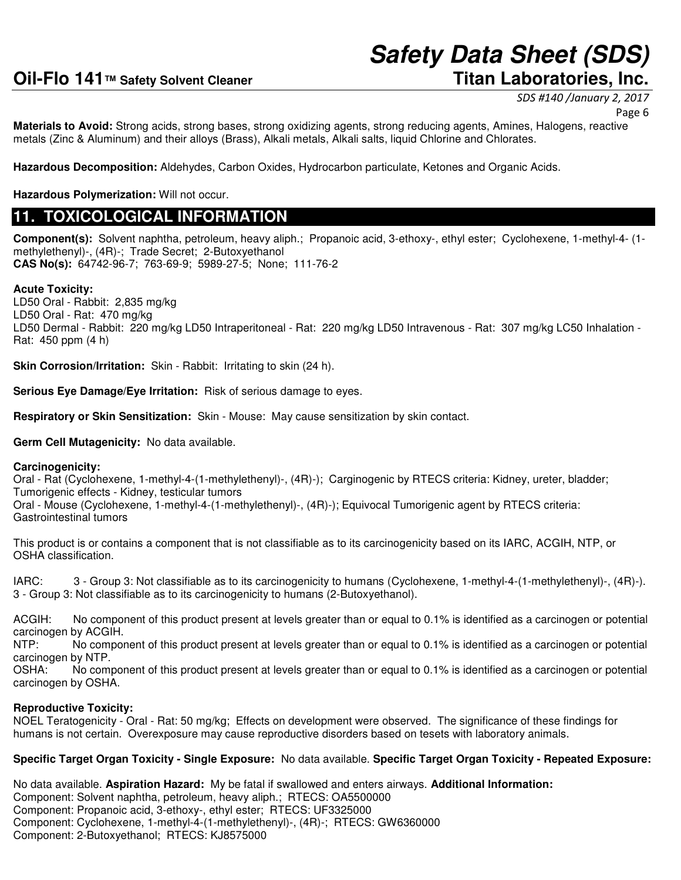**Materials to Avoid:** Strong acids, strong bases, strong oxidizing agents, strong reducing agents, Amines, Halogens, reactive metals (Zinc & Aluminum) and their alloys (Brass), Alkali metals, Alkali salts, liquid Chlorine and Chlorates.

**Hazardous Decomposition:** Aldehydes, Carbon Oxides, Hydrocarbon particulate, Ketones and Organic Acids.

**Hazardous Polymerization:** Will not occur.

## 11. TOXICOLOGICAL INFORMATION

**Component(s):** Solvent naphtha, petroleum, heavy aliph.; Propanoic acid, 3-ethoxy-, ethyl ester; Cyclohexene, 1-methyl-4- (1-methylethenyl)-, (4R)-; Trade Secret; 2-Butoxyethanol
**CAS No(s):** 64742-96-7; 763-69-9; 5989-27-5; None; 111-76-2

**Acute Toxicity:**
LD50 Oral - Rabbit: 2,835 mg/kg
LD50 Oral - Rat: 470 mg/kg
LD50 Dermal - Rabbit: 220 mg/kg LD50 Intraperitoneal - Rat: 220 mg/kg LD50 Intravenous - Rat: 307 mg/kg LC50 Inhalation - Rat: 450 ppm (4 h)

**Skin Corrosion/Irritation:** Skin - Rabbit: Irritating to skin (24 h).

**Serious Eye Damage/Eye Irritation:** Risk of serious damage to eyes.

**Respiratory or Skin Sensitization:** Skin - Mouse: May cause sensitization by skin contact.

**Germ Cell Mutagenicity:** No data available.

**Carcinogenicity:**
Oral - Rat (Cyclohexene, 1-methyl-4-(1-methylethenyl)-, (4R)-); Carginogenic by RTECS criteria: Kidney, ureter, bladder; Tumorigenic effects - Kidney, testicular tumors
Oral - Mouse (Cyclohexene, 1-methyl-4-(1-methylethenyl)-, (4R)-); Equivocal Tumorigenic agent by RTECS criteria: Gastrointestinal tumors

This product is or contains a component that is not classifiable as to its carcinogenicity based on its IARC, ACGIH, NTP, or OSHA classification.

IARC: 3 - Group 3: Not classifiable as to its carcinogenicity to humans (Cyclohexene, 1-methyl-4-(1-methylethenyl)-, (4R)-).
3 - Group 3: Not classifiable as to its carcinogenicity to humans (2-Butoxyethanol).

ACGIH: No component of this product present at levels greater than or equal to 0.1% is identified as a carcinogen or potential carcinogen by ACGIH.
NTP: No component of this product present at levels greater than or equal to 0.1% is identified as a carcinogen or potential carcinogen by NTP.
OSHA: No component of this product present at levels greater than or equal to 0.1% is identified as a carcinogen or potential carcinogen by OSHA.

**Reproductive Toxicity:**
NOEL Teratogenicity - Oral - Rat: 50 mg/kg; Effects on development were observed. The significance of these findings for humans is not certain. Overexposure may cause reproductive disorders based on tesets with laboratory animals.

**Specific Target Organ Toxicity - Single Exposure:** No data available. **Specific Target Organ Toxicity - Repeated Exposure:**

No data available. **Aspiration Hazard:** My be fatal if swallowed and enters airways. **Additional Information:**
Component: Solvent naphtha, petroleum, heavy aliph.; RTECS: OA5500000
Component: Propanoic acid, 3-ethoxy-, ethyl ester; RTECS: UF3325000
Component: Cyclohexene, 1-methyl-4-(1-methylethenyl)-, (4R)-; RTECS: GW6360000
Component: 2-Butoxyethanol; RTECS: KJ8575000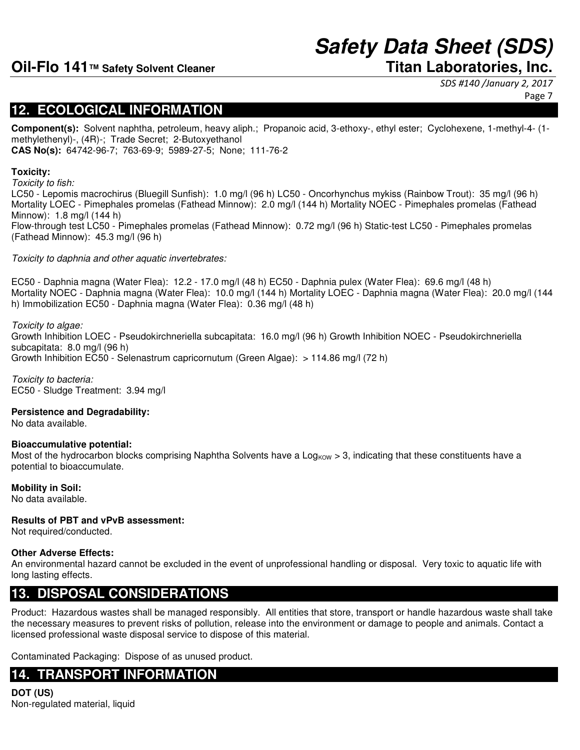## 12. ECOLOGICAL INFORMATION

**Component(s):** Solvent naphtha, petroleum, heavy aliph.; Propanoic acid, 3-ethoxy-, ethyl ester; Cyclohexene, 1-methyl-4- (1-methylethenyl)-, (4R)-; Trade Secret; 2-Butoxyethanol
**CAS No(s):** 64742-96-7; 763-69-9; 5989-27-5; None; 111-76-2

**Toxicity:**
*Toxicity to fish:*
LC50 - Lepomis macrochirus (Bluegill Sunfish): 1.0 mg/l (96 h) LC50 - Oncorhynchus mykiss (Rainbow Trout): 35 mg/l (96 h) Mortality LOEC - Pimephales promelas (Fathead Minnow): 2.0 mg/l (144 h) Mortality NOEC - Pimephales promelas (Fathead Minnow): 1.8 mg/l (144 h)
Flow-through test LC50 - Pimephales promelas (Fathead Minnow): 0.72 mg/l (96 h) Static-test LC50 - Pimephales promelas (Fathead Minnow): 45.3 mg/l (96 h)

*Toxicity to daphnia and other aquatic invertebrates:*

EC50 - Daphnia magna (Water Flea): 12.2 - 17.0 mg/l (48 h) EC50 - Daphnia pulex (Water Flea): 69.6 mg/l (48 h) Mortality NOEC - Daphnia magna (Water Flea): 10.0 mg/l (144 h) Mortality LOEC - Daphnia magna (Water Flea): 20.0 mg/l (144 h) Immobilization EC50 - Daphnia magna (Water Flea): 0.36 mg/l (48 h)

*Toxicity to algae:*
Growth Inhibition LOEC - Pseudokirchneriella subcapitata: 16.0 mg/l (96 h) Growth Inhibition NOEC - Pseudokirchneriella subcapitata: 8.0 mg/l (96 h)
Growth Inhibition EC50 - Selenastrum capricornutum (Green Algae): > 114.86 mg/l (72 h)

*Toxicity to bacteria:*
EC50 - Sludge Treatment: 3.94 mg/l

**Persistence and Degradability:**
No data available.

**Bioaccumulative potential:**
Most of the hydrocarbon blocks comprising Naphtha Solvents have a $Log_{KOW} > 3$, indicating that these constituents have a potential to bioaccumulate.

**Mobility in Soil:**
No data available.

**Results of PBT and vPvB assessment:**
Not required/conducted.

**Other Adverse Effects:**
An environmental hazard cannot be excluded in the event of unprofessional handling or disposal. Very toxic to aquatic life with long lasting effects.

## 13. DISPOSAL CONSIDERATIONS

Product: Hazardous wastes shall be managed responsibly. All entities that store, transport or handle hazardous waste shall take the necessary measures to prevent risks of pollution, release into the environment or damage to people and animals. Contact a licensed professional waste disposal service to dispose of this material.

Contaminated Packaging: Dispose of as unused product.

## 14. TRANSPORT INFORMATION

**DOT (US)**
Non-regulated material, liquid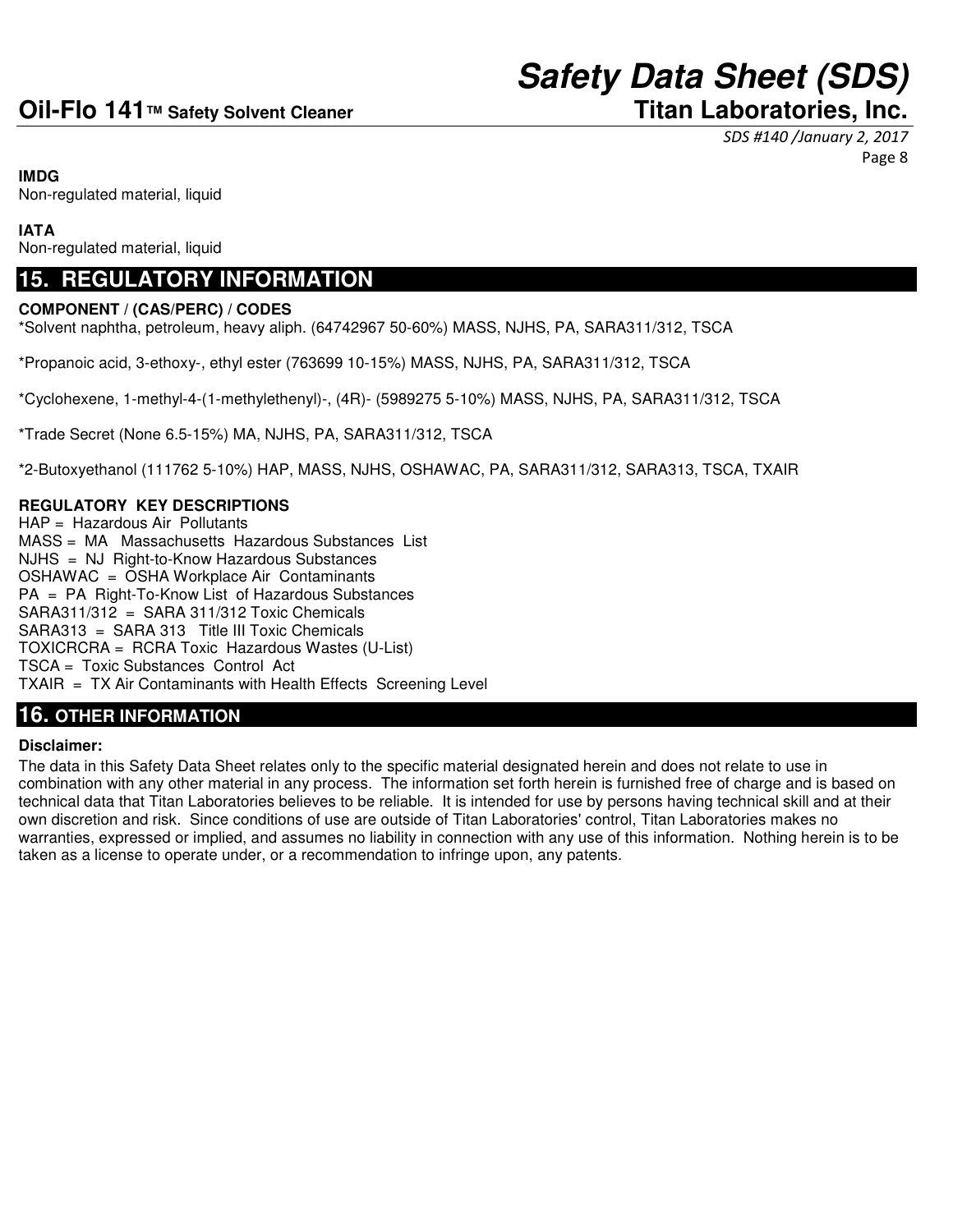**IMDG**
Non-regulated material, liquid

**IATA**
Non-regulated material, liquid

## 15. REGULATORY INFORMATION

**COMPONENT / (CAS/PERC) / CODES**

*Solvent naphtha, petroleum, heavy aliph. (64742967 50-60%) MASS, NJHS, PA, SARA311/312, TSCA

*Propanoic acid, 3-ethoxy-, ethyl ester (763699 10-15%) MASS, NJHS, PA, SARA311/312, TSCA

*Cyclohexene, 1-methyl-4-(1-methylethenyl)-, (4R)- (5989275 5-10%) MASS, NJHS, PA, SARA311/312, TSCA

*Trade Secret (None 6.5-15%) MA, NJHS, PA, SARA311/312, TSCA

*2-Butoxyethanol (111762 5-10%) HAP, MASS, NJHS, OSHAWAC, PA, SARA311/312, SARA313, TSCA, TXAIR

**REGULATORY KEY DESCRIPTIONS**

HAP = Hazardous Air Pollutants
MASS = MA Massachusetts Hazardous Substances List
NJHS = NJ Right-to-Know Hazardous Substances
OSHAWAC = OSHA Workplace Air Contaminants
PA = PA Right-To-Know List of Hazardous Substances
SARA311/312 = SARA 311/312 Toxic Chemicals
SARA313 = SARA 313 Title III Toxic Chemicals
TOXICRCRA = RCRA Toxic Hazardous Wastes (U-List)
TSCA = Toxic Substances Control Act
TXAIR = TX Air Contaminants with Health Effects Screening Level

## 16. OTHER INFORMATION

**Disclaimer:**

The data in this Safety Data Sheet relates only to the specific material designated herein and does not relate to use in combination with any other material in any process. The information set forth herein is furnished free of charge and is based on technical data that Titan Laboratories believes to be reliable. It is intended for use by persons having technical skill and at their own discretion and risk. Since conditions of use are outside of Titan Laboratories' control, Titan Laboratories makes no warranties, expressed or implied, and assumes no liability in connection with any use of this information. Nothing herein is to be taken as a license to operate under, or a recommendation to infringe upon, any patents.